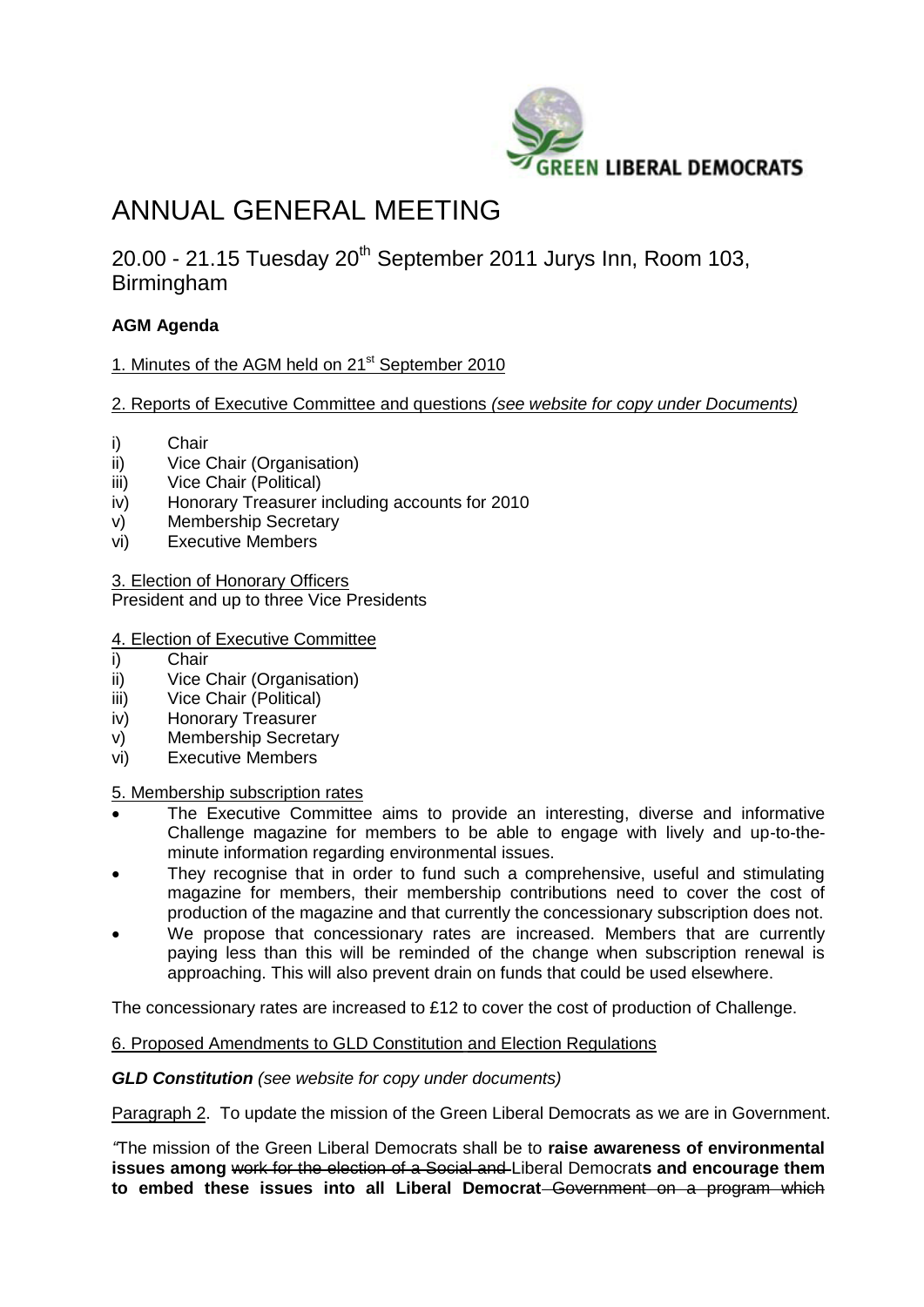GREEN LIBERAL DEMOCRATS

# ANNUAL GENERAL MEETING

## 20.00 - 21.15 Tuesday 20th September 2011 Jurys Inn, Room 103, Birmingham

**AGM Agenda**

1. Minutes of the AGM held on 21st September 2010

2. Reports of Executive Committee and questions *(see website for copy under Documents)*

i) Chair
ii) Vice Chair (Organisation)
iii) Vice Chair (Political)
iv) Honorary Treasurer including accounts for 2010
v) Membership Secretary
vi) Executive Members

3. Election of Honorary Officers
President and up to three Vice Presidents

4. Election of Executive Committee
i) Chair
ii) Vice Chair (Organisation)
iii) Vice Chair (Political)
iv) Honorary Treasurer
v) Membership Secretary
vi) Executive Members

5. Membership subscription rates

- The Executive Committee aims to provide an interesting, diverse and informative Challenge magazine for members to be able to engage with lively and up-to-the-minute information regarding environmental issues.
- They recognise that in order to fund such a comprehensive, useful and stimulating magazine for members, their membership contributions need to cover the cost of production of the magazine and that currently the concessionary subscription does not.
- We propose that concessionary rates are increased. Members that are currently paying less than this will be reminded of the change when subscription renewal is approaching. This will also prevent drain on funds that could be used elsewhere.

The concessionary rates are increased to £12 to cover the cost of production of Challenge.

6. Proposed Amendments to GLD Constitution and Election Regulations

***GLD Constitution*** *(see website for copy under documents)*

Paragraph 2. To update the mission of the Green Liberal Democrats as we are in Government.

*"*The mission of the Green Liberal Democrats shall be to **raise awareness of environmental issues among** ~~work for the election of a Social and~~ Liberal Democrat**s and encourage them to embed these issues into all Liberal Democrat** ~~Government on a program which~~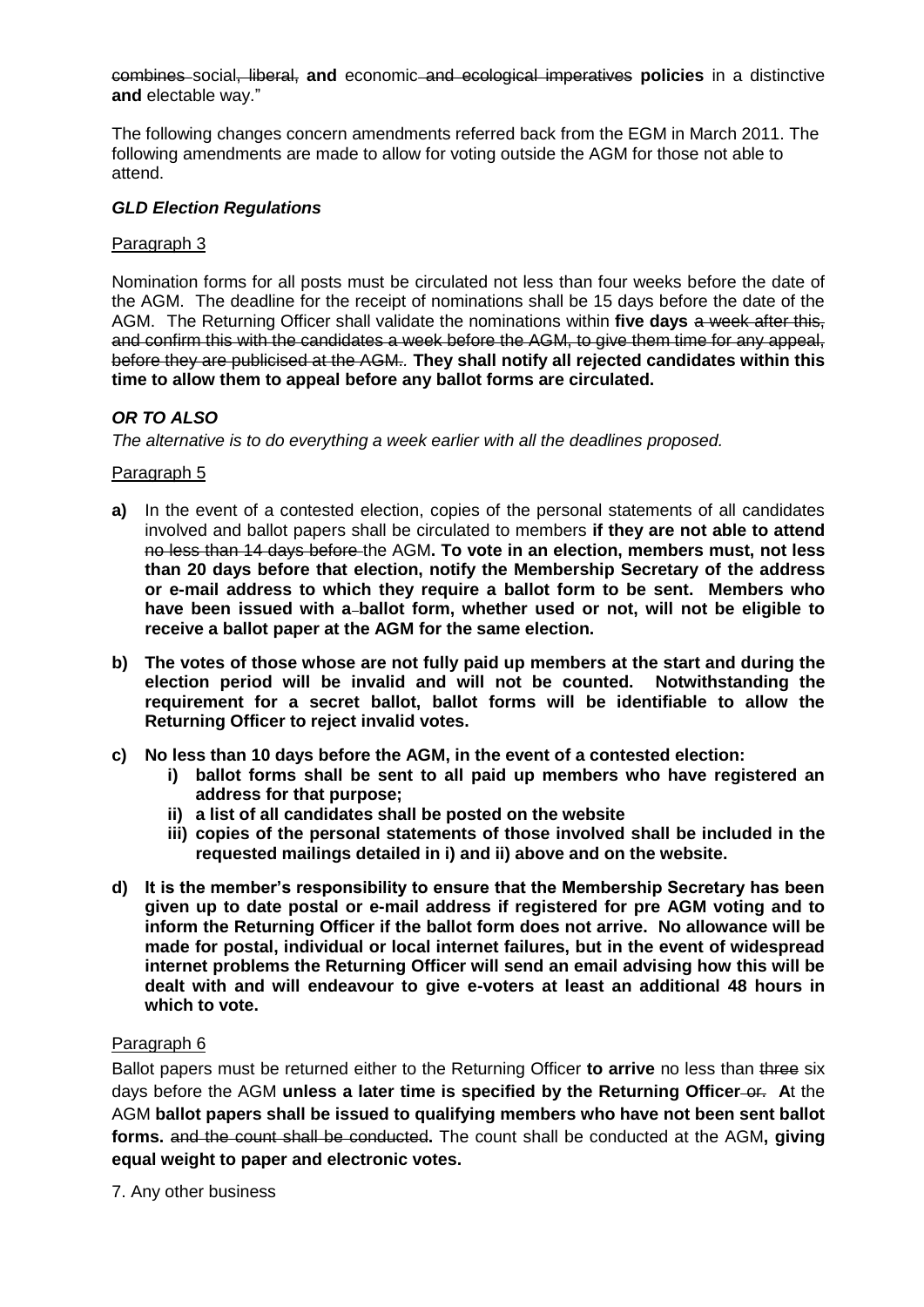~~combines~~ social~~, liberal,~~ **and** economic ~~and ecological imperatives~~ **policies** in a distinctive **and** electable way."

The following changes concern amendments referred back from the EGM in March 2011. The following amendments are made to allow for voting outside the AGM for those not able to attend.

### ***GLD Election Regulations***

Paragraph 3

Nomination forms for all posts must be circulated not less than four weeks before the date of the AGM. The deadline for the receipt of nominations shall be 15 days before the date of the AGM. The Returning Officer shall validate the nominations within **five days** ~~a week after this, and confirm this with the candidates a week before the AGM, to give them time for any appeal, before they are publicised at the AGM.~~. **They shall notify all rejected candidates within this time to allow them to appeal before any ballot forms are circulated.**

### ***OR TO ALSO***

*The alternative is to do everything a week earlier with all the deadlines proposed.*

Paragraph 5

**a)** In the event of a contested election, copies of the personal statements of all candidates involved and ballot papers shall be circulated to members **if they are not able to attend** ~~no less than 14 days before~~ the AGM**. To vote in an election, members must, not less than 20 days before that election, notify the Membership Secretary of the address or e-mail address to which they require a ballot form to be sent. Members who have been issued with a~~-~~ballot form, whether used or not, will not be eligible to receive a ballot paper at the AGM for the same election.**

**b) The votes of those whose are not fully paid up members at the start and during the election period will be invalid and will not be counted. Notwithstanding the requirement for a secret ballot, ballot forms will be identifiable to allow the Returning Officer to reject invalid votes.**

**c) No less than 10 days before the AGM, in the event of a contested election:**
   - **i) ballot forms shall be sent to all paid up members who have registered an address for that purpose;**
   - **ii) a list of all candidates shall be posted on the website**
   - **iii) copies of the personal statements of those involved shall be included in the requested mailings detailed in i) and ii) above and on the website.**

**d) It is the member's responsibility to ensure that the Membership Secretary has been given up to date postal or e-mail address if registered for pre AGM voting and to inform the Returning Officer if the ballot form does not arrive. No allowance will be made for postal, individual or local internet failures, but in the event of widespread internet problems the Returning Officer will send an email advising how this will be dealt with and will endeavour to give e-voters at least an additional 48 hours in which to vote.**

Paragraph 6

Ballot papers must be returned either to the Returning Officer **to arrive** no less than ~~three~~ six days before the AGM **unless a later time is specified by the Returning Officer** ~~or~~**. A**t the AGM **ballot papers shall be issued to qualifying members who have not been sent ballot forms.** ~~and the count shall be conducted~~**.** The count shall be conducted at the AGM**, giving equal weight to paper and electronic votes.**

7. Any other business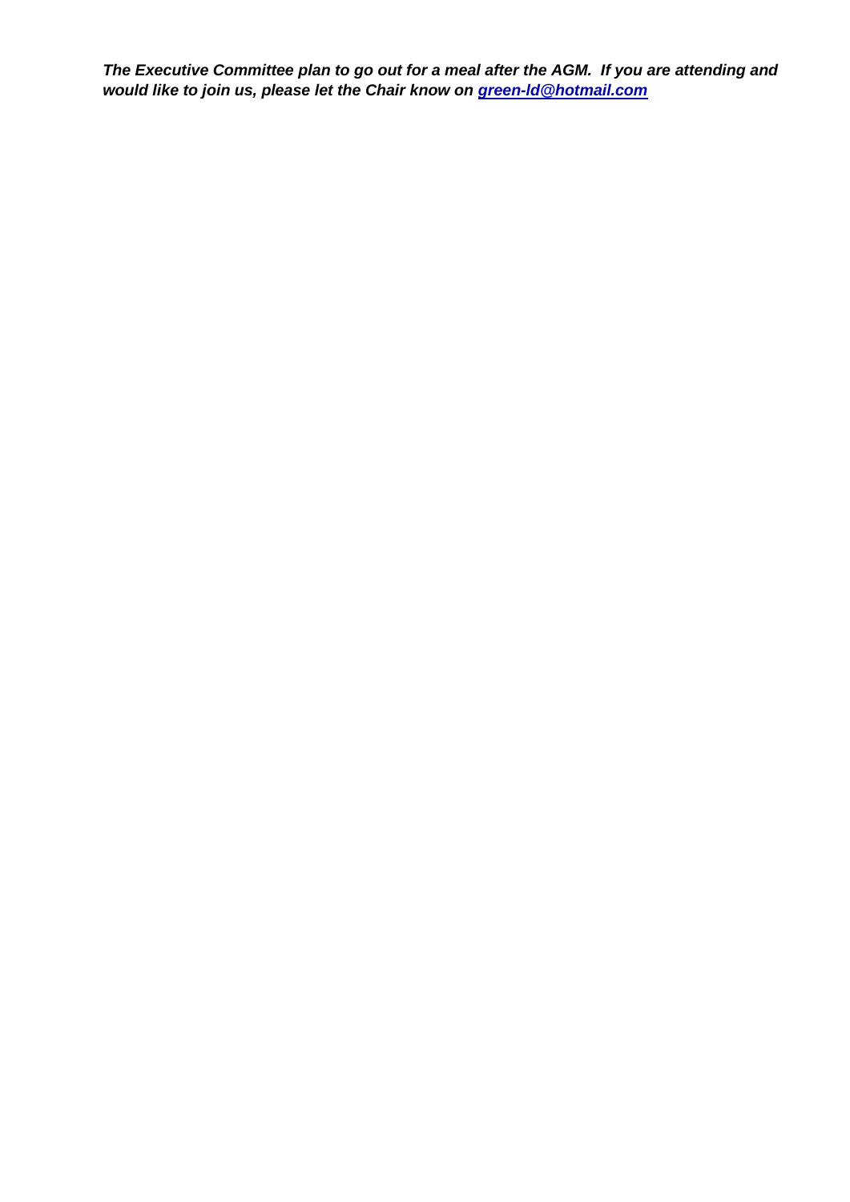***The Executive Committee plan to go out for a meal after the AGM. If you are attending and would like to join us, please let the Chair know on [green-ld@hotmail.com](mailto:green-ld@hotmail.com)***